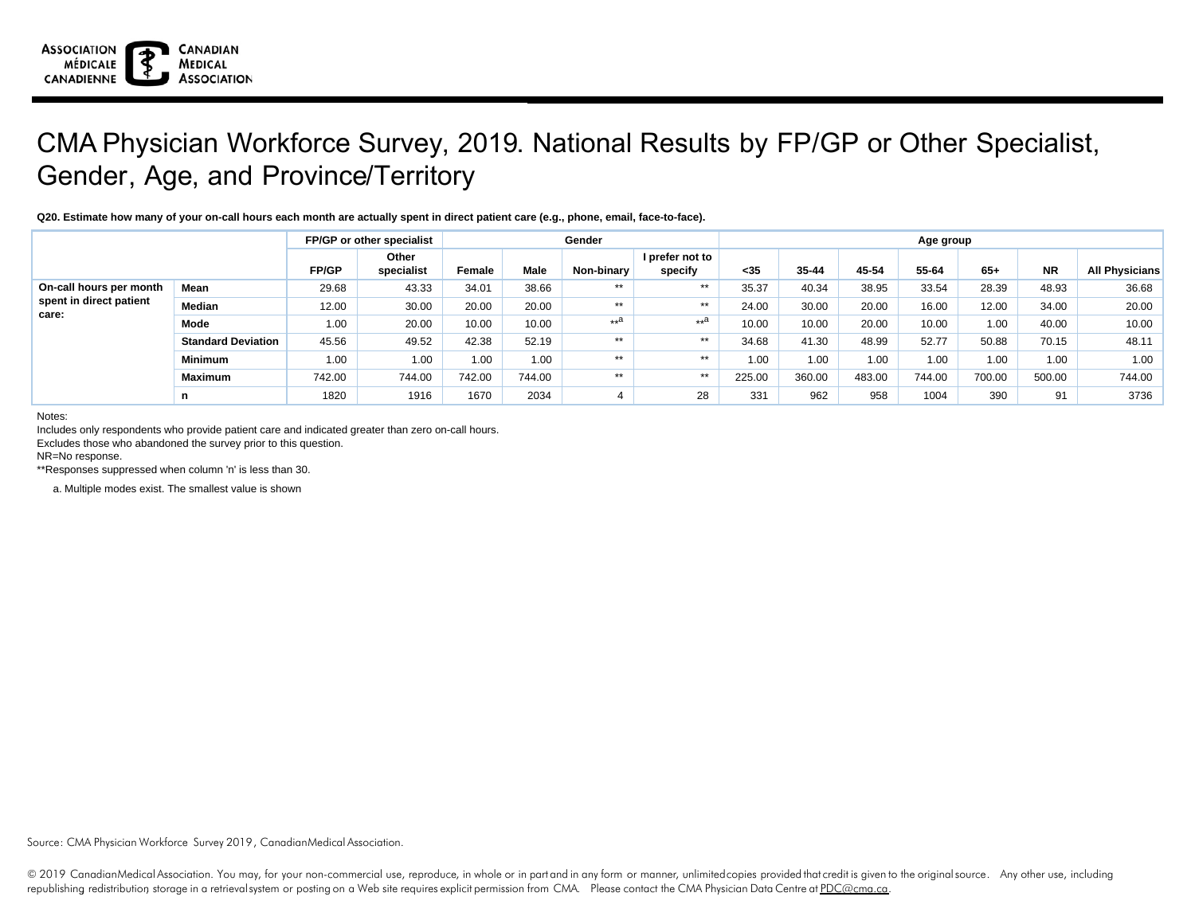# CMA Physician Workforce Survey, 2019. National Results by FP/GP or Other Specialist, Gender, Age, and Province/Territory

**Q20. Estimate how many of your on-call hours each month are actually spent in direct patient care (e.g., phone, email, face-to-face).**

| | | FP/GP or other specialist | | Gender | | | | Age group | | | | | | |
|---|---|---|---|---|---|---|---|---|---|---|---|---|---|---|
| | | FP/GP | Other specialist | Female | Male | Non-binary | I prefer not to specify | <35 | 35-44 | 45-54 | 55-64 | 65+ | NR | All Physicians |
| On-call hours per month spent in direct patient care: | Mean | 29.68 | 43.33 | 34.01 | 38.66 | ** | ** | 35.37 | 40.34 | 38.95 | 33.54 | 28.39 | 48.93 | 36.68 |
| | Median | 12.00 | 30.00 | 20.00 | 20.00 | ** | ** | 24.00 | 30.00 | 20.00 | 16.00 | 12.00 | 34.00 | 20.00 |
| | Mode | 1.00 | 20.00 | 10.00 | 10.00 | **[a] | **[a] | 10.00 | 10.00 | 20.00 | 10.00 | 1.00 | 40.00 | 10.00 |
| | Standard Deviation | 45.56 | 49.52 | 42.38 | 52.19 | ** | ** | 34.68 | 41.30 | 48.99 | 52.77 | 50.88 | 70.15 | 48.11 |
| | Minimum | 1.00 | 1.00 | 1.00 | 1.00 | ** | ** | 1.00 | 1.00 | 1.00 | 1.00 | 1.00 | 1.00 | 1.00 |
| | Maximum | 742.00 | 744.00 | 742.00 | 744.00 | ** | ** | 225.00 | 360.00 | 483.00 | 744.00 | 700.00 | 500.00 | 744.00 |
| | n | 1820 | 1916 | 1670 | 2034 | 4 | 28 | 331 | 962 | 958 | 1004 | 390 | 91 | 3736 |

Notes:

Includes only respondents who provide patient care and indicated greater than zero on-call hours.

Excludes those who abandoned the survey prior to this question.

NR=No response.

**Responses suppressed when column 'n' is less than 30.

a. Multiple modes exist. The smallest value is shown

Source: CMA Physician Workforce Survey 2019, Canadian Medical Association.

© 2019 Canadian Medical Association. You may, for your non-commercial use, reproduce, in whole or in part and in any form or manner, unlimited copies provided that credit is given to the original source. Any other use, including republishing, redistribution, storage in a retrieval system or posting on a Web site requires explicit permission from CMA. Please contact the CMA Physician Data Centre at PDC@cma.ca.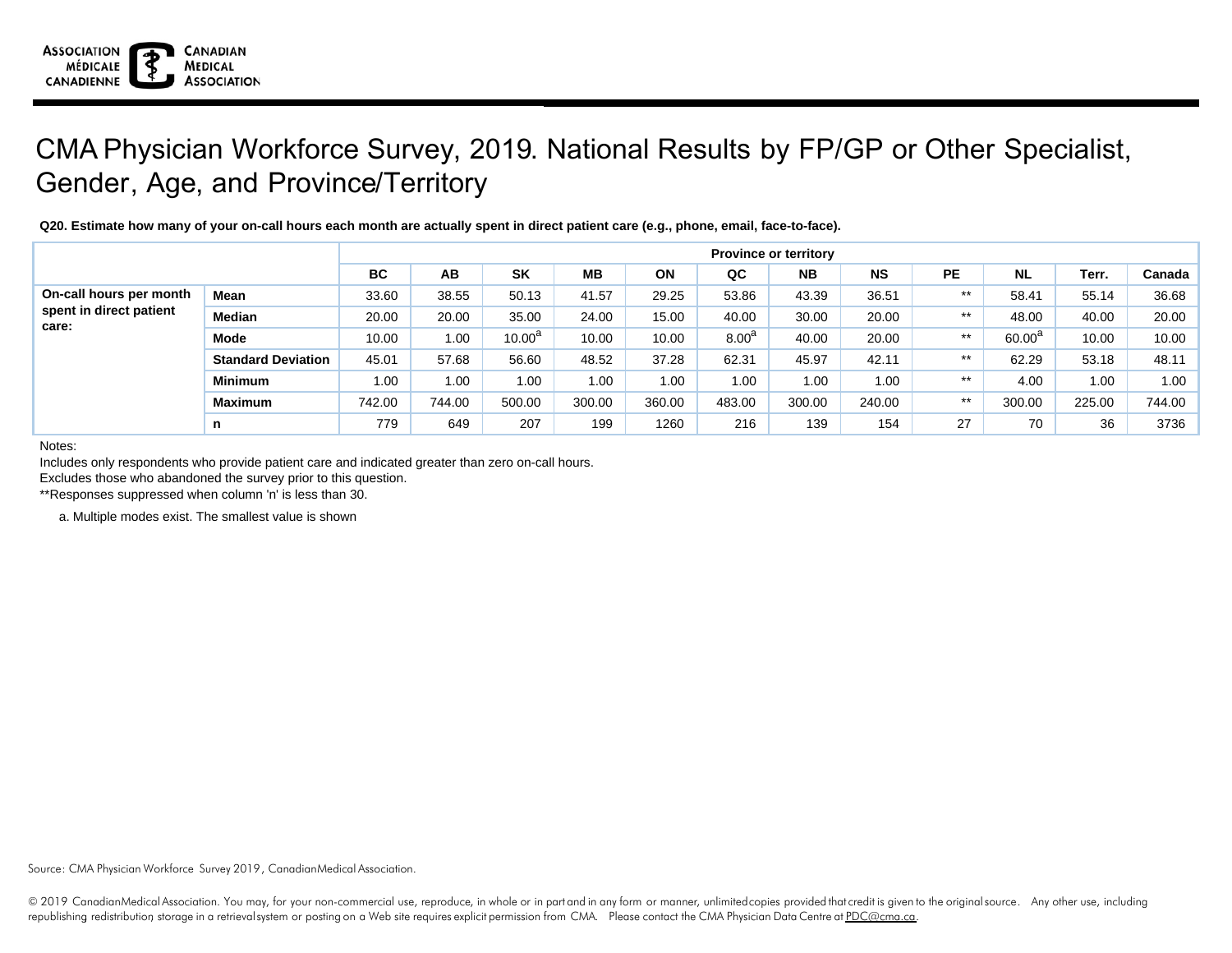# CMA Physician Workforce Survey, 2019. National Results by FP/GP or Other Specialist, Gender, Age, and Province/Territory

**Q20. Estimate how many of your on-call hours each month are actually spent in direct patient care (e.g., phone, email, face-to-face).**

| | | Province or territory | | | | | | | | | | | |
|---|---|---|---|---|---|---|---|---|---|---|---|---|---|
| | | **BC** | **AB** | **SK** | **MB** | **ON** | **QC** | **NB** | **NS** | **PE** | **NL** | **Terr.** | **Canada** |
| **On-call hours per month spent in direct patient care:** | **Mean** | 33.60 | 38.55 | 50.13 | 41.57 | 29.25 | 53.86 | 43.39 | 36.51 | ** | 58.41 | 55.14 | 36.68 |
| | **Median** | 20.00 | 20.00 | 35.00 | 24.00 | 15.00 | 40.00 | 30.00 | 20.00 | ** | 48.00 | 40.00 | 20.00 |
| | **Mode** | 10.00 | 1.00 | 10.00[a] | 10.00 | 10.00 | 8.00[a] | 40.00 | 20.00 | ** | 60.00[a] | 10.00 | 10.00 |
| | **Standard Deviation** | 45.01 | 57.68 | 56.60 | 48.52 | 37.28 | 62.31 | 45.97 | 42.11 | ** | 62.29 | 53.18 | 48.11 |
| | **Minimum** | 1.00 | 1.00 | 1.00 | 1.00 | 1.00 | 1.00 | 1.00 | 1.00 | ** | 4.00 | 1.00 | 1.00 |
| | **Maximum** | 742.00 | 744.00 | 500.00 | 300.00 | 360.00 | 483.00 | 300.00 | 240.00 | ** | 300.00 | 225.00 | 744.00 |
| | **n** | 779 | 649 | 207 | 199 | 1260 | 216 | 139 | 154 | 27 | 70 | 36 | 3736 |

Notes:

Includes only respondents who provide patient care and indicated greater than zero on-call hours.

Excludes those who abandoned the survey prior to this question.

**Responses suppressed when column 'n' is less than 30.

a. Multiple modes exist. The smallest value is shown

Source: CMA Physician Workforce Survey 2019, Canadian Medical Association.

© 2019 Canadian Medical Association. You may, for your non-commercial use, reproduce, in whole or in part and in any form or manner, unlimited copies provided that credit is given to the original source. Any other use, including republishing redistribution, storage in a retrieval system or posting on a Web site requires explicit permission from CMA. Please contact the CMA Physician Data Centre at PDC@cma.ca.